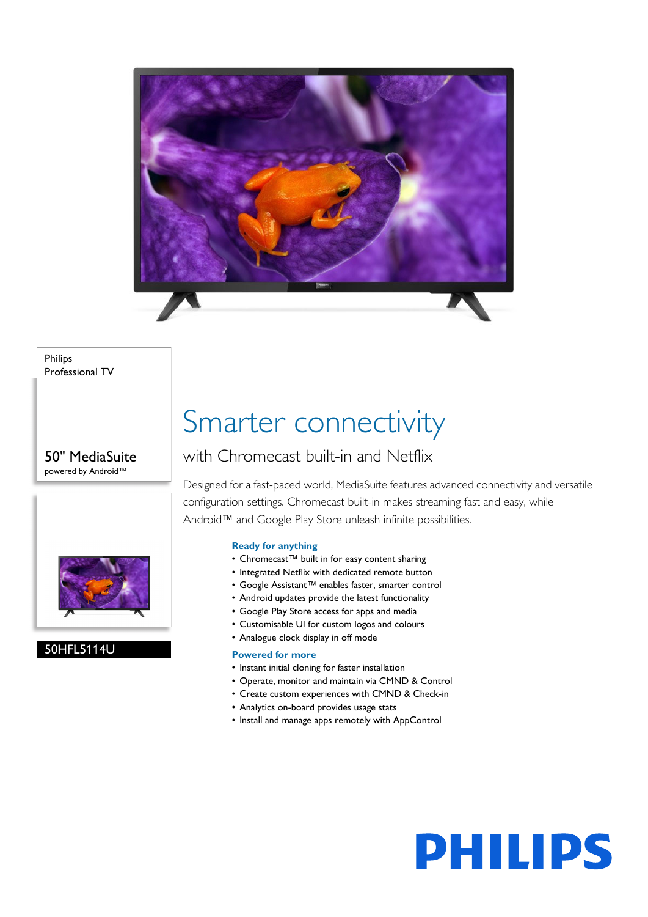Philips
Professional TV

50" MediaSuite
powered by Android™

50HFL5114U

# Smarter connectivity

## with Chromecast built-in and Netflix

Designed for a fast-paced world, MediaSuite features advanced connectivity and versatile configuration settings. Chromecast built-in makes streaming fast and easy, while Android™ and Google Play Store unleash infinite possibilities.

### Ready for anything

- Chromecast™ built in for easy content sharing
- Integrated Netflix with dedicated remote button
- Google Assistant™ enables faster, smarter control
- Android updates provide the latest functionality
- Google Play Store access for apps and media
- Customisable UI for custom logos and colours
- Analogue clock display in off mode

### Powered for more

- Instant initial cloning for faster installation
- Operate, monitor and maintain via CMND & Control
- Create custom experiences with CMND & Check-in
- Analytics on-board provides usage stats
- Install and manage apps remotely with AppControl

PHILIPS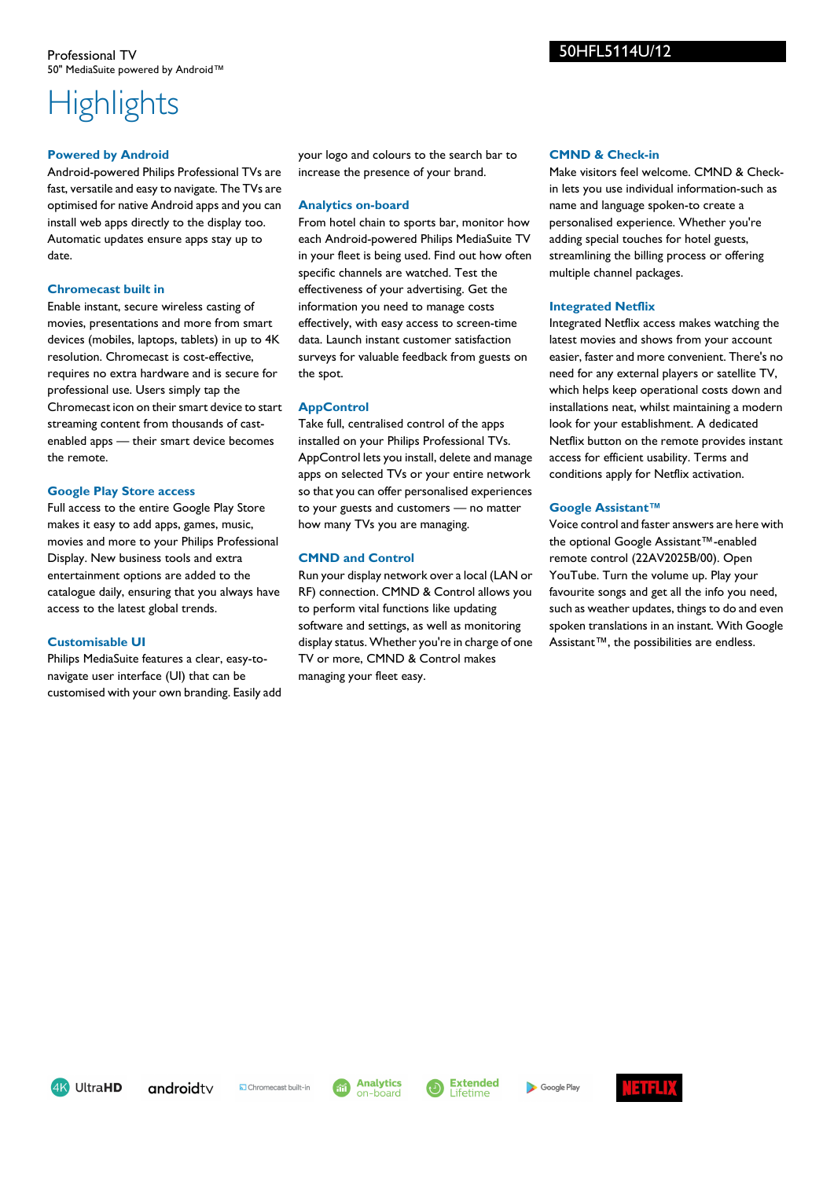Professional TV
50" MediaSuite powered by Android™

50HFL5114U/12

# Highlights

### Powered by Android

Android-powered Philips Professional TVs are fast, versatile and easy to navigate. The TVs are optimised for native Android apps and you can install web apps directly to the display too. Automatic updates ensure apps stay up to date.

### Chromecast built in

Enable instant, secure wireless casting of movies, presentations and more from smart devices (mobiles, laptops, tablets) in up to 4K resolution. Chromecast is cost-effective, requires no extra hardware and is secure for professional use. Users simply tap the Chromecast icon on their smart device to start streaming content from thousands of cast-enabled apps — their smart device becomes the remote.

### Google Play Store access

Full access to the entire Google Play Store makes it easy to add apps, games, music, movies and more to your Philips Professional Display. New business tools and extra entertainment options are added to the catalogue daily, ensuring that you always have access to the latest global trends.

### Customisable UI

Philips MediaSuite features a clear, easy-to-navigate user interface (UI) that can be customised with your own branding. Easily add your logo and colours to the search bar to increase the presence of your brand.

### Analytics on-board

From hotel chain to sports bar, monitor how each Android-powered Philips MediaSuite TV in your fleet is being used. Find out how often specific channels are watched. Test the effectiveness of your advertising. Get the information you need to manage costs effectively, with easy access to screen-time data. Launch instant customer satisfaction surveys for valuable feedback from guests on the spot.

### AppControl

Take full, centralised control of the apps installed on your Philips Professional TVs. AppControl lets you install, delete and manage apps on selected TVs or your entire network so that you can offer personalised experiences to your guests and customers — no matter how many TVs you are managing.

### CMND and Control

Run your display network over a local (LAN or RF) connection. CMND & Control allows you to perform vital functions like updating software and settings, as well as monitoring display status. Whether you're in charge of one TV or more, CMND & Control makes managing your fleet easy.

### CMND & Check-in

Make visitors feel welcome. CMND & Check-in lets you use individual information-such as name and language spoken-to create a personalised experience. Whether you're adding special touches for hotel guests, streamlining the billing process or offering multiple channel packages.

### Integrated Netflix

Integrated Netflix access makes watching the latest movies and shows from your account easier, faster and more convenient. There's no need for any external players or satellite TV, which helps keep operational costs down and installations neat, whilst maintaining a modern look for your establishment. A dedicated Netflix button on the remote provides instant access for efficient usability. Terms and conditions apply for Netflix activation.

### Google Assistant™

Voice control and faster answers are here with the optional Google Assistant™-enabled remote control (22AV2025B/00). Open YouTube. Turn the volume up. Play your favourite songs and get all the info you need, such as weather updates, things to do and even spoken translations in an instant. With Google Assistant™, the possibilities are endless.

4K UltraHD | androidtv | Chromecast built-in | Analytics on-board | Extended Lifetime | Google Play | NETFLIX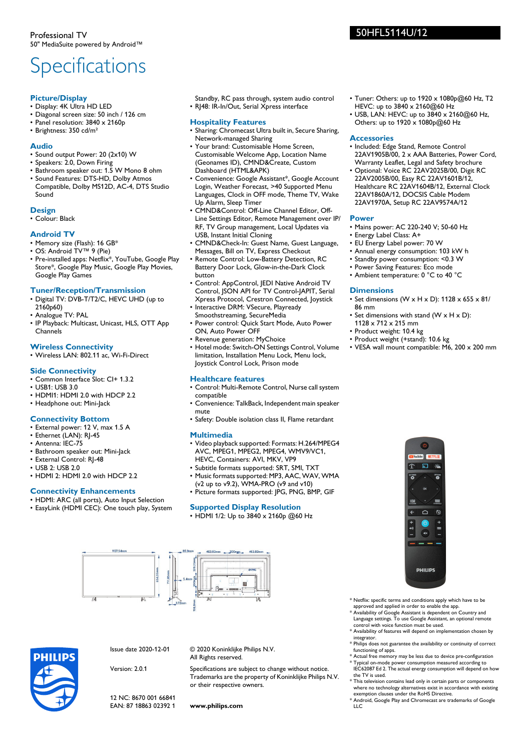Professional TV
50" MediaSuite powered by Android™

50HFL5114U/12

# Specifications

## Picture/Display
- Display: 4K Ultra HD LED
- Diagonal screen size: 50 inch / 126 cm
- Panel resolution: 3840 x 2160p
- Brightness: 350 cd/m²

## Audio
- Sound output Power: 20 (2x10) W
- Speakers: 2.0, Down Firing
- Bathroom speaker out: 1.5 W Mono 8 ohm
- Sound Features: DTS-HD, Dolby Atmos Compatible, Dolby MS12D, AC-4, DTS Studio Sound

## Design
- Colour: Black

## Android TV
- Memory size (Flash): 16 GB*
- OS: Android TV™ 9 (Pie)
- Pre-installed apps: Netflix*, YouTube, Google Play Store*, Google Play Music, Google Play Movies, Google Play Games

## Tuner/Reception/Transmission
- Digital TV: DVB-T/T2/C, HEVC UHD (up to 2160p60)
- Analogue TV: PAL
- IP Playback: Multicast, Unicast, HLS, OTT App Channels

## Wireless Connectivity
- Wireless LAN: 802.11 ac, Wi-Fi-Direct

## Side Connectivity
- Common Interface Slot: CI+ 1.3.2
- USB1: USB 3.0
- HDMI1: HDMI 2.0 with HDCP 2.2
- Headphone out: Mini-Jack

## Connectivity Bottom
- External power: 12 V, max 1.5 A
- Ethernet (LAN): RJ-45
- Antenna: IEC-75
- Bathroom speaker out: Mini-Jack
- External Control: RJ-48
- USB 2: USB 2.0
- HDMI 2: HDMI 2.0 with HDCP 2.2

## Connectivity Enhancements
- HDMI: ARC (all ports), Auto Input Selection
- EasyLink (HDMI CEC): One touch play, System Standby, RC pass through, system audio control
- RJ48: IR-In/Out, Serial Xpress interface

## Hospitality Features
- Sharing: Chromecast Ultra built in, Secure Sharing, Network-managed Sharing
- Your brand: Customisable Home Screen, Customisable Welcome App, Location Name (Geonames ID), CMND&Create, Custom Dashboard (HTML&APK)
- Convenience: Google Assistant*, Google Account Login, Weather Forecast, >40 Supported Menu Languages, Clock in OFF mode, Theme TV, Wake Up Alarm, Sleep Timer
- CMND&Control: Off-Line Channel Editor, Off-Line Settings Editor, Remote Management over IP/RF, TV Group management, Local Updates via USB, Instant Initial Cloning
- CMND&Check-In: Guest Name, Guest Language, Messages, Bill on TV, Express Checkout
- Remote Control: Low-Battery Detection, RC Battery Door Lock, Glow-in-the-Dark Clock button
- Control: AppControl, JEDI Native Android TV Control, JSON API for TV Control-JAPIT, Serial Xpress Protocol, Crestron Connected, Joystick
- Interactive DRM: VSecure, Playready Smoothstreaming, SecureMedia
- Power control: Quick Start Mode, Auto Power ON, Auto Power OFF
- Revenue generation: MyChoice
- Hotel mode: Switch-ON Settings Control, Volume limitation, Installation Menu Lock, Menu lock, Joystick Control Lock, Prison mode

## Healthcare features
- Control: Multi-Remote Control, Nurse call system compatible
- Convenience: TalkBack, Independent main speaker mute
- Safety: Double isolation class II, Flame retardant

## Multimedia
- Video playback supported: Formats: H.264/MPEG4 AVC, MPEG1, MPEG2, MPEG4, WMV9/VC1, HEVC, Containers: AVI, MKV, VP9
- Subtitle formats supported: SRT, SMI, TXT
- Music formats supported: MP3, AAC, WAV, WMA (v2 up to v9.2), WMA-PRO (v9 and v10)
- Picture formats supported: JPG, PNG, BMP, GIF

## Supported Display Resolution
- HDMI 1/2: Up to 3840 x 2160p @60 Hz
- Tuner: Others: up to 1920 x 1080p@60 Hz, T2 HEVC: up to 3840 x 2160@60 Hz
- USB, LAN: HEVC: up to 3840 x 2160@60 Hz, Others: up to 1920 x 1080p@60 Hz

## Accessories
- Included: Edge Stand, Remote Control 22AV1905B/00, 2 x AAA Batteries, Power Cord, Warranty Leaflet, Legal and Safety brochure
- Optional: Voice RC 22AV2025B/00, Digit RC 22AV2005B/00, Easy RC 22AV1601B/12, Healthcare RC 22AV1604B/12, External Clock 22AV1860A/12, DOCSIS Cable Modem 22AV1970A, Setup RC 22AV9574A/12

## Power
- Mains power: AC 220-240 V; 50-60 Hz
- Energy Label Class: A+
- EU Energy Label power: 70 W
- Annual energy consumption: 103 kW h
- Standby power consumption: <0.3 W
- Power Saving Features: Eco mode
- Ambient temperature: 0 °C to 40 °C

## Dimensions
- Set dimensions (W x H x D): 1128 x 655 x 81/86 mm
- Set dimensions with stand (W x H x D): 1128 x 712 x 215 mm
- Product weight: 10.4 kg
- Product weight (+stand): 10.6 kg
- VESA wall mount compatible: M6, 200 x 200 mm

1127.54mm
654.05mm
711.95mm
85.9mm
5.4mm
215mm
463.82mm
200mm
463.82mm
216.22mm
200mm
128.8mm

\* Netflix: specific terms and conditions apply which have to be approved and applied in order to enable the app.
\* Availability of Google Assistant is dependent on Country and Language settings. To use Google Assistant, an optional remote control with voice function must be used.
\* Availability of features will depend on implementation chosen by integrator.
\* Philips does not guarantee the availability or continuity of correct functioning of apps.
\* Actual free memory may be less due to device pre-configuration
\* Typical on-mode power consumption measured according to IEC62087 Ed 2. The actual energy consumption will depend on how the TV is used.
\* This television contains lead only in certain parts or components where no technology alternatives exist in accordance with existing exemption clauses under the RoHS Directive.
\* Android, Google Play and Chromecast are trademarks of Google LLC

Issue date 2020-12-01

Version: 2.0.1

12 NC: 8670 001 66841
EAN: 87 18863 02392 1

© 2020 Koninklijke Philips N.V.
All Rights reserved.

Specifications are subject to change without notice. Trademarks are the property of Koninklijke Philips N.V. or their respective owners.

**www.philips.com**